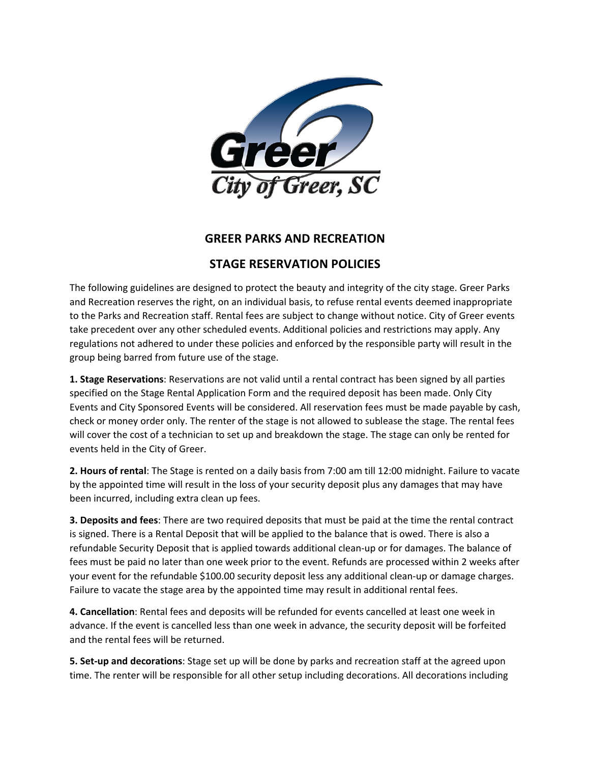# GREER PARKS AND RECREATION

## STAGE RESERVATION POLICIES

The following guidelines are designed to protect the beauty and integrity of the city stage. Greer Parks and Recreation reserves the right, on an individual basis, to refuse rental events deemed inappropriate to the Parks and Recreation staff. Rental fees are subject to change without notice. City of Greer events take precedent over any other scheduled events. Additional policies and restrictions may apply. Any regulations not adhered to under these policies and enforced by the responsible party will result in the group being barred from future use of the stage.

**1. Stage Reservations**: Reservations are not valid until a rental contract has been signed by all parties specified on the Stage Rental Application Form and the required deposit has been made. Only City Events and City Sponsored Events will be considered. All reservation fees must be made payable by cash, check or money order only. The renter of the stage is not allowed to sublease the stage. The rental fees will cover the cost of a technician to set up and breakdown the stage. The stage can only be rented for events held in the City of Greer.

**2. Hours of rental**: The Stage is rented on a daily basis from 7:00 am till 12:00 midnight. Failure to vacate by the appointed time will result in the loss of your security deposit plus any damages that may have been incurred, including extra clean up fees.

**3. Deposits and fees**: There are two required deposits that must be paid at the time the rental contract is signed. There is a Rental Deposit that will be applied to the balance that is owed. There is also a refundable Security Deposit that is applied towards additional clean-up or for damages. The balance of fees must be paid no later than one week prior to the event. Refunds are processed within 2 weeks after your event for the refundable $100.00 security deposit less any additional clean-up or damage charges. Failure to vacate the stage area by the appointed time may result in additional rental fees.

**4. Cancellation**: Rental fees and deposits will be refunded for events cancelled at least one week in advance. If the event is cancelled less than one week in advance, the security deposit will be forfeited and the rental fees will be returned.

**5. Set-up and decorations**: Stage set up will be done by parks and recreation staff at the agreed upon time. The renter will be responsible for all other setup including decorations. All decorations including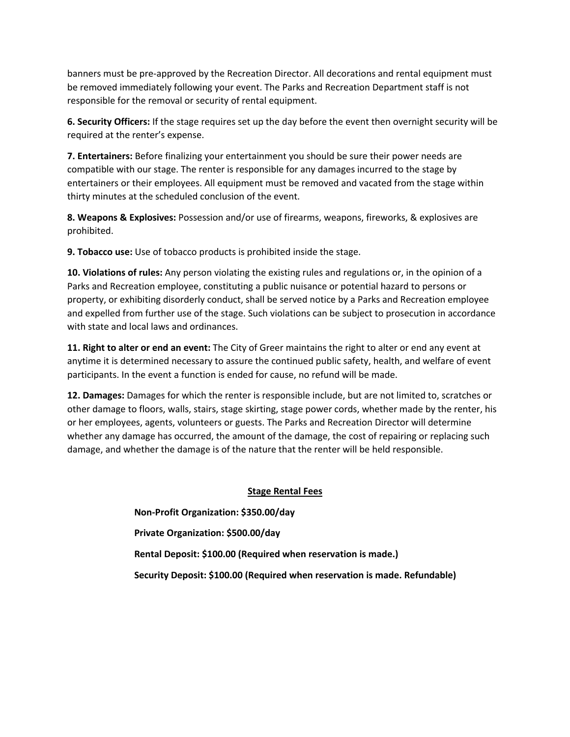banners must be pre-approved by the Recreation Director. All decorations and rental equipment must be removed immediately following your event. The Parks and Recreation Department staff is not responsible for the removal or security of rental equipment.

**6. Security Officers:** If the stage requires set up the day before the event then overnight security will be required at the renter's expense.

**7. Entertainers:** Before finalizing your entertainment you should be sure their power needs are compatible with our stage. The renter is responsible for any damages incurred to the stage by entertainers or their employees. All equipment must be removed and vacated from the stage within thirty minutes at the scheduled conclusion of the event.

**8. Weapons & Explosives:** Possession and/or use of firearms, weapons, fireworks, & explosives are prohibited.

**9. Tobacco use:** Use of tobacco products is prohibited inside the stage.

**10. Violations of rules:** Any person violating the existing rules and regulations or, in the opinion of a Parks and Recreation employee, constituting a public nuisance or potential hazard to persons or property, or exhibiting disorderly conduct, shall be served notice by a Parks and Recreation employee and expelled from further use of the stage. Such violations can be subject to prosecution in accordance with state and local laws and ordinances.

**11. Right to alter or end an event:** The City of Greer maintains the right to alter or end any event at anytime it is determined necessary to assure the continued public safety, health, and welfare of event participants. In the event a function is ended for cause, no refund will be made.

**12. Damages:** Damages for which the renter is responsible include, but are not limited to, scratches or other damage to floors, walls, stairs, stage skirting, stage power cords, whether made by the renter, his or her employees, agents, volunteers or guests. The Parks and Recreation Director will determine whether any damage has occurred, the amount of the damage, the cost of repairing or replacing such damage, and whether the damage is of the nature that the renter will be held responsible.

## Stage Rental Fees

**Non-Profit Organization: $350.00/day**

**Private Organization: $500.00/day**

**Rental Deposit: $100.00 (Required when reservation is made.)**

**Security Deposit: $100.00 (Required when reservation is made. Refundable)**